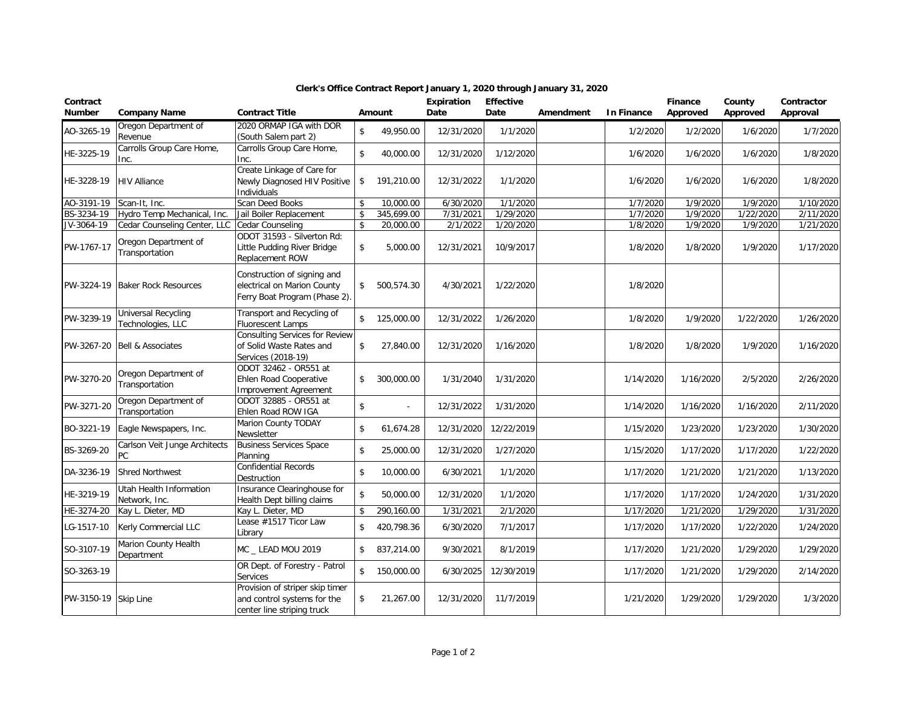# Clerk's Office Contract Report January 1, 2020 through January 31, 2020

| Contract Number | Company Name | Contract Title | Amount | Expiration Date | Effective Date | Amendment | In Finance | Finance Approved | County Approved | Contractor Approval |
|---|---|---|---|---|---|---|---|---|---|---|
| AO-3265-19 | Oregon Department of Revenue | 2020 ORMAP IGA with DOR (South Salem part 2) | $ 49,950.00 | 12/31/2020 | 1/1/2020 | | 1/2/2020 | 1/2/2020 | 1/6/2020 | 1/7/2020 |
| HE-3225-19 | Carrolls Group Care Home, Inc. | Carrolls Group Care Home, Inc. | $ 40,000.00 | 12/31/2020 | 1/12/2020 | | 1/6/2020 | 1/6/2020 | 1/6/2020 | 1/8/2020 |
| HE-3228-19 | HIV Alliance | Create Linkage of Care for Newly Diagnosed HIV Positive Individuals | $ 191,210.00 | 12/31/2022 | 1/1/2020 | | 1/6/2020 | 1/6/2020 | 1/6/2020 | 1/8/2020 |
| AO-3191-19 | Scan-It, Inc. | Scan Deed Books | $ 10,000.00 | 6/30/2020 | 1/1/2020 | | 1/7/2020 | 1/9/2020 | 1/9/2020 | 1/10/2020 |
| BS-3234-19 | Hydro Temp Mechanical, Inc. | Jail Boiler Replacement | $ 345,699.00 | 7/31/2021 | 1/29/2020 | | 1/7/2020 | 1/9/2020 | 1/22/2020 | 2/11/2020 |
| JV-3064-19 | Cedar Counseling Center, LLC | Cedar Counseling | $ 20,000.00 | 2/1/2022 | 1/20/2020 | | 1/8/2020 | 1/9/2020 | 1/9/2020 | 1/21/2020 |
| PW-1767-17 | Oregon Department of Transportation | ODOT 31593 - Silverton Rd: Little Pudding River Bridge Replacement ROW | $ 5,000.00 | 12/31/2021 | 10/9/2017 | | 1/8/2020 | 1/8/2020 | 1/9/2020 | 1/17/2020 |
| PW-3224-19 | Baker Rock Resources | Construction of signing and electrical on Marion County Ferry Boat Program (Phase 2). | $ 500,574.30 | 4/30/2021 | 1/22/2020 | | 1/8/2020 | | | |
| PW-3239-19 | Universal Recycling Technologies, LLC | Transport and Recycling of Fluorescent Lamps | $ 125,000.00 | 12/31/2022 | 1/26/2020 | | 1/8/2020 | 1/9/2020 | 1/22/2020 | 1/26/2020 |
| PW-3267-20 | Bell & Associates | Consulting Services for Review of Solid Waste Rates and Services (2018-19) | $ 27,840.00 | 12/31/2020 | 1/16/2020 | | 1/8/2020 | 1/8/2020 | 1/9/2020 | 1/16/2020 |
| PW-3270-20 | Oregon Department of Transportation | ODOT 32462 - OR551 at Ehlen Road Cooperative Improvement Agreement | $ 300,000.00 | 1/31/2040 | 1/31/2020 | | 1/14/2020 | 1/16/2020 | 2/5/2020 | 2/26/2020 |
| PW-3271-20 | Oregon Department of Transportation | ODOT 32885 - OR551 at Ehlen Road ROW IGA | $ - | 12/31/2022 | 1/31/2020 | | 1/14/2020 | 1/16/2020 | 1/16/2020 | 2/11/2020 |
| BO-3221-19 | Eagle Newspapers, Inc. | Marion County TODAY Newsletter | $ 61,674.28 | 12/31/2020 | 12/22/2019 | | 1/15/2020 | 1/23/2020 | 1/23/2020 | 1/30/2020 |
| BS-3269-20 | Carlson Veit Junge Architects PC | Business Services Space Planning | $ 25,000.00 | 12/31/2020 | 1/27/2020 | | 1/15/2020 | 1/17/2020 | 1/17/2020 | 1/22/2020 |
| DA-3236-19 | Shred Northwest | Confidential Records Destruction | $ 10,000.00 | 6/30/2021 | 1/1/2020 | | 1/17/2020 | 1/21/2020 | 1/21/2020 | 1/13/2020 |
| HE-3219-19 | Utah Health Information Network, Inc. | Insurance Clearinghouse for Health Dept billing claims | $ 50,000.00 | 12/31/2020 | 1/1/2020 | | 1/17/2020 | 1/17/2020 | 1/24/2020 | 1/31/2020 |
| HE-3274-20 | Kay L. Dieter, MD | Kay L. Dieter, MD | $ 290,160.00 | 1/31/2021 | 2/1/2020 | | 1/17/2020 | 1/21/2020 | 1/29/2020 | 1/31/2020 |
| LG-1517-10 | Kerly Commercial LLC | Lease #1517 Ticor Law Library | $ 420,798.36 | 6/30/2020 | 7/1/2017 | | 1/17/2020 | 1/17/2020 | 1/22/2020 | 1/24/2020 |
| SO-3107-19 | Marion County Health Department | MC _ LEAD MOU 2019 | $ 837,214.00 | 9/30/2021 | 8/1/2019 | | 1/17/2020 | 1/21/2020 | 1/29/2020 | 1/29/2020 |
| SO-3263-19 | | OR Dept. of Forestry - Patrol Services | $ 150,000.00 | 6/30/2025 | 12/30/2019 | | 1/17/2020 | 1/21/2020 | 1/29/2020 | 2/14/2020 |
| PW-3150-19 | Skip Line | Provision of striper skip timer and control systems for the center line striping truck | $ 21,267.00 | 12/31/2020 | 11/7/2019 | | 1/21/2020 | 1/29/2020 | 1/29/2020 | 1/3/2020 |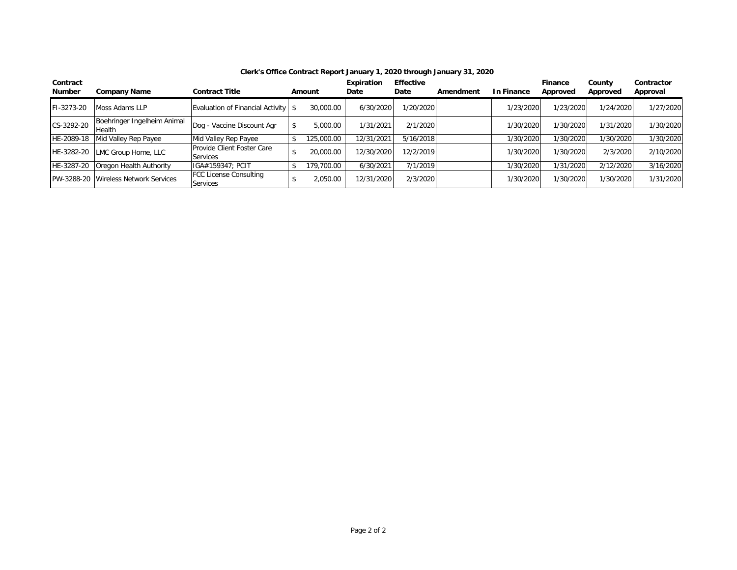**Clerk's Office Contract Report January 1, 2020 through January 31, 2020**

| Contract Number | Company Name | Contract Title | Amount | Expiration Date | Effective Date | Amendment | In Finance | Finance Approved | County Approved | Contractor Approval |
|---|---|---|---|---|---|---|---|---|---|---|
| FI-3273-20 | Moss Adams LLP | Evaluation of Financial Activity | $ 30,000.00 | 6/30/2020 | 1/20/2020 | | 1/23/2020 | 1/23/2020 | 1/24/2020 | 1/27/2020 |
| CS-3292-20 | Boehringer Ingelheim Animal Health | Dog - Vaccine Discount Agr | $ 5,000.00 | 1/31/2021 | 2/1/2020 | | 1/30/2020 | 1/30/2020 | 1/31/2020 | 1/30/2020 |
| HE-2089-18 | Mid Valley Rep Payee | Mid Valley Rep Payee | $ 125,000.00 | 12/31/2021 | 5/16/2018 | | 1/30/2020 | 1/30/2020 | 1/30/2020 | 1/30/2020 |
| HE-3282-20 | LMC Group Home, LLC | Provide Client Foster Care Services | $ 20,000.00 | 12/30/2020 | 12/2/2019 | | 1/30/2020 | 1/30/2020 | 2/3/2020 | 2/10/2020 |
| HE-3287-20 | Oregon Health Authority | IGA#159347; PCIT | $ 179,700.00 | 6/30/2021 | 7/1/2019 | | 1/30/2020 | 1/31/2020 | 2/12/2020 | 3/16/2020 |
| PW-3288-20 | Wireless Network Services | FCC License Consulting Services | $ 2,050.00 | 12/31/2020 | 2/3/2020 | | 1/30/2020 | 1/30/2020 | 1/30/2020 | 1/31/2020 |